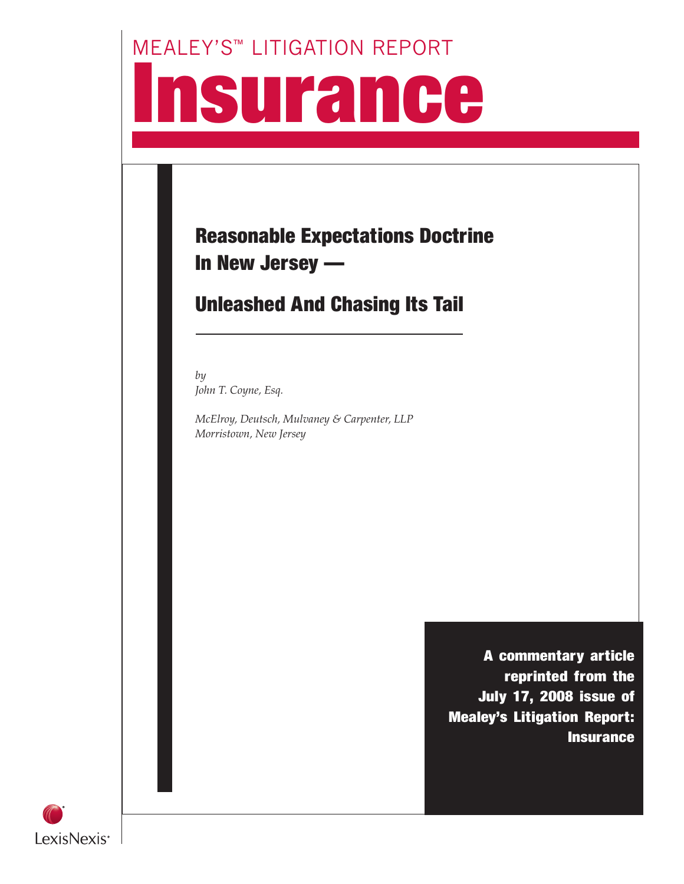MEALEY'S™ LITIGATION REPORT

# Insurance

## Reasonable Expectations Doctrine In New Jersey —

## Unleashed And Chasing Its Tail

*by*
*John T. Coyne, Esq.*

*McElroy, Deutsch, Mulvaney & Carpenter, LLP*
*Morristown, New Jersey*

**A commentary article reprinted from the July 17, 2008 issue of Mealey's Litigation Report: Insurance**

LexisNexis®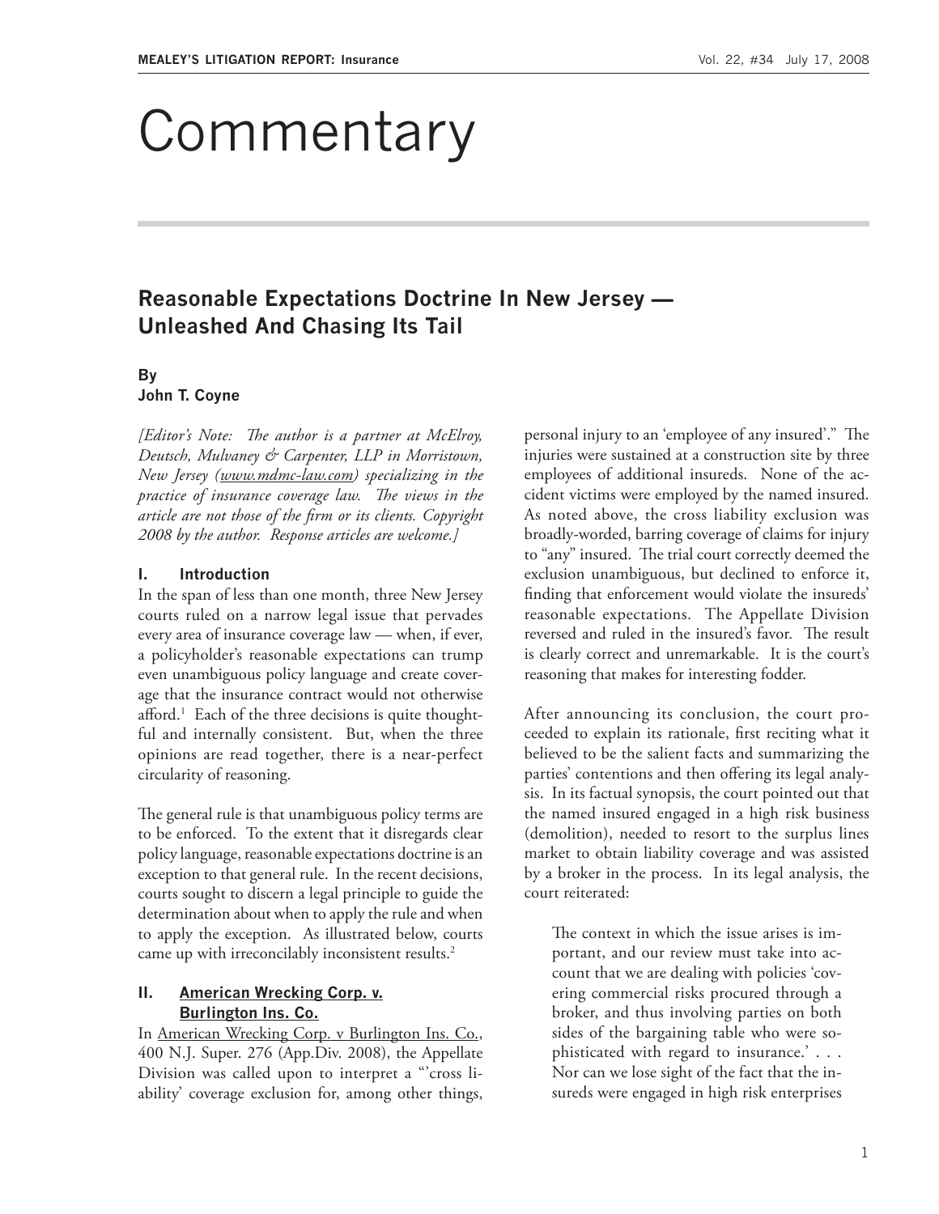# Commentary

## Reasonable Expectations Doctrine In New Jersey — Unleashed And Chasing Its Tail

**By**
**John T. Coyne**

*[Editor's Note: The author is a partner at McElroy, Deutsch, Mulvaney & Carpenter, LLP in Morristown, New Jersey (www.mdmc-law.com) specializing in the practice of insurance coverage law. The views in the article are not those of the firm or its clients. Copyright 2008 by the author. Response articles are welcome.]*

### I. Introduction

In the span of less than one month, three New Jersey courts ruled on a narrow legal issue that pervades every area of insurance coverage law — when, if ever, a policyholder's reasonable expectations can trump even unambiguous policy language and create coverage that the insurance contract would not otherwise afford.[1] Each of the three decisions is quite thoughtful and internally consistent. But, when the three opinions are read together, there is a near-perfect circularity of reasoning.

The general rule is that unambiguous policy terms are to be enforced. To the extent that it disregards clear policy language, reasonable expectations doctrine is an exception to that general rule. In the recent decisions, courts sought to discern a legal principle to guide the determination about when to apply the rule and when to apply the exception. As illustrated below, courts came up with irreconcilably inconsistent results.[2]

### II. American Wrecking Corp. v. Burlington Ins. Co.

In American Wrecking Corp. v Burlington Ins. Co., 400 N.J. Super. 276 (App.Div. 2008), the Appellate Division was called upon to interpret a "'cross liability' coverage exclusion for, among other things, personal injury to an 'employee of any insured'." The injuries were sustained at a construction site by three employees of additional insureds. None of the accident victims were employed by the named insured. As noted above, the cross liability exclusion was broadly-worded, barring coverage of claims for injury to "any" insured. The trial court correctly deemed the exclusion unambiguous, but declined to enforce it, finding that enforcement would violate the insureds' reasonable expectations. The Appellate Division reversed and ruled in the insured's favor. The result is clearly correct and unremarkable. It is the court's reasoning that makes for interesting fodder.

After announcing its conclusion, the court proceeded to explain its rationale, first reciting what it believed to be the salient facts and summarizing the parties' contentions and then offering its legal analysis. In its factual synopsis, the court pointed out that the named insured engaged in a high risk business (demolition), needed to resort to the surplus lines market to obtain liability coverage and was assisted by a broker in the process. In its legal analysis, the court reiterated:

> The context in which the issue arises is important, and our review must take into account that we are dealing with policies 'covering commercial risks procured through a broker, and thus involving parties on both sides of the bargaining table who were sophisticated with regard to insurance.' . . . Nor can we lose sight of the fact that the insureds were engaged in high risk enterprises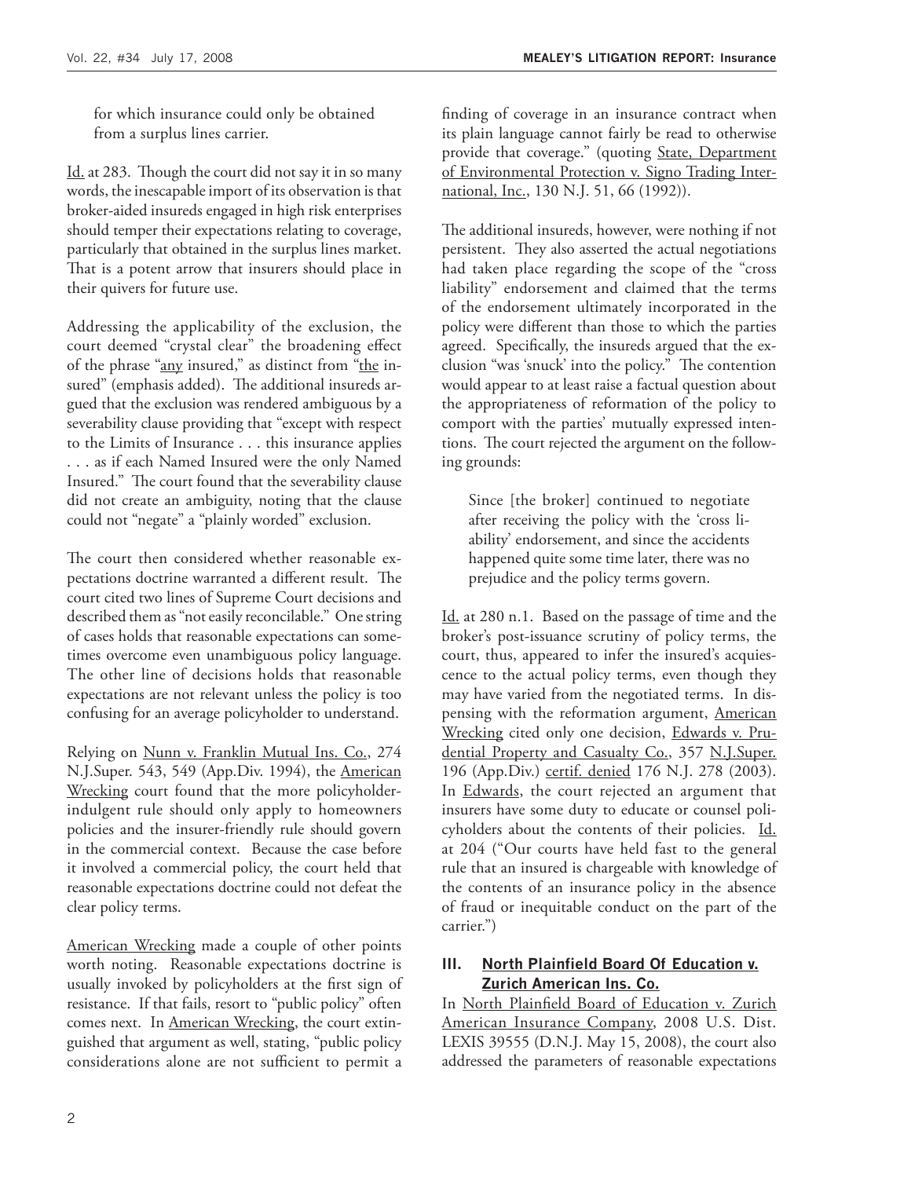> for which insurance could only be obtained from a surplus lines carrier.

Id. at 283. Though the court did not say it in so many words, the inescapable import of its observation is that broker-aided insureds engaged in high risk enterprises should temper their expectations relating to coverage, particularly that obtained in the surplus lines market. That is a potent arrow that insurers should place in their quivers for future use.

Addressing the applicability of the exclusion, the court deemed "crystal clear" the broadening effect of the phrase "any insured," as distinct from "the insured" (emphasis added). The additional insureds argued that the exclusion was rendered ambiguous by a severability clause providing that "except with respect to the Limits of Insurance . . . this insurance applies . . . as if each Named Insured were the only Named Insured." The court found that the severability clause did not create an ambiguity, noting that the clause could not "negate" a "plainly worded" exclusion.

The court then considered whether reasonable expectations doctrine warranted a different result. The court cited two lines of Supreme Court decisions and described them as "not easily reconcilable." One string of cases holds that reasonable expectations can sometimes overcome even unambiguous policy language. The other line of decisions holds that reasonable expectations are not relevant unless the policy is too confusing for an average policyholder to understand.

Relying on Nunn v. Franklin Mutual Ins. Co., 274 N.J.Super. 543, 549 (App.Div. 1994), the American Wrecking court found that the more policyholder-indulgent rule should only apply to homeowners policies and the insurer-friendly rule should govern in the commercial context. Because the case before it involved a commercial policy, the court held that reasonable expectations doctrine could not defeat the clear policy terms.

American Wrecking made a couple of other points worth noting. Reasonable expectations doctrine is usually invoked by policyholders at the first sign of resistance. If that fails, resort to "public policy" often comes next. In American Wrecking, the court extinguished that argument as well, stating, "public policy considerations alone are not sufficient to permit a finding of coverage in an insurance contract when its plain language cannot fairly be read to otherwise provide that coverage." (quoting State, Department of Environmental Protection v. Signo Trading International, Inc., 130 N.J. 51, 66 (1992)).

The additional insureds, however, were nothing if not persistent. They also asserted the actual negotiations had taken place regarding the scope of the "cross liability" endorsement and claimed that the terms of the endorsement ultimately incorporated in the policy were different than those to which the parties agreed. Specifically, the insureds argued that the exclusion "was 'snuck' into the policy." The contention would appear to at least raise a factual question about the appropriateness of reformation of the policy to comport with the parties' mutually expressed intentions. The court rejected the argument on the following grounds:

> Since [the broker] continued to negotiate after receiving the policy with the 'cross liability' endorsement, and since the accidents happened quite some time later, there was no prejudice and the policy terms govern.

Id. at 280 n.1. Based on the passage of time and the broker's post-issuance scrutiny of policy terms, the court, thus, appeared to infer the insured's acquiescence to the actual policy terms, even though they may have varied from the negotiated terms. In dispensing with the reformation argument, American Wrecking cited only one decision, Edwards v. Prudential Property and Casualty Co., 357 N.J.Super. 196 (App.Div.) certif. denied 176 N.J. 278 (2003). In Edwards, the court rejected an argument that insurers have some duty to educate or counsel policyholders about the contents of their policies. Id. at 204 ("Our courts have held fast to the general rule that an insured is chargeable with knowledge of the contents of an insurance policy in the absence of fraud or inequitable conduct on the part of the carrier.")

## III. North Plainfield Board Of Education v. Zurich American Ins. Co.

In North Plainfield Board of Education v. Zurich American Insurance Company, 2008 U.S. Dist. LEXIS 39555 (D.N.J. May 15, 2008), the court also addressed the parameters of reasonable expectations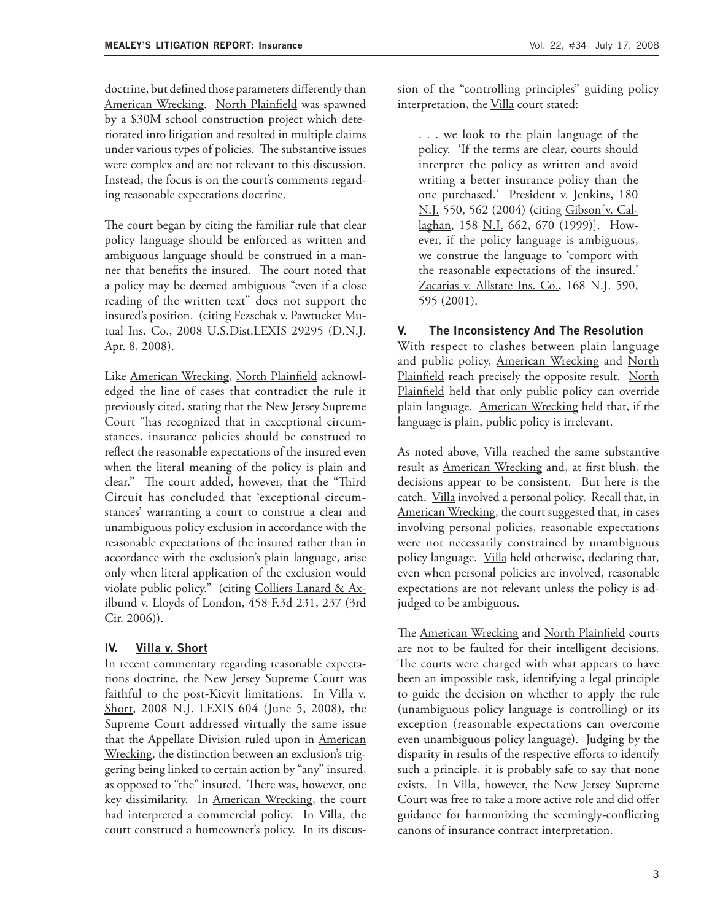doctrine, but defined those parameters differently than American Wrecking. North Plainfield was spawned by a $30M school construction project which deteriorated into litigation and resulted in multiple claims under various types of policies. The substantive issues were complex and are not relevant to this discussion. Instead, the focus is on the court's comments regarding reasonable expectations doctrine.

The court began by citing the familiar rule that clear policy language should be enforced as written and ambiguous language should be construed in a manner that benefits the insured. The court noted that a policy may be deemed ambiguous "even if a close reading of the written text" does not support the insured's position. (citing Fezschak v. Pawtucket Mutual Ins. Co., 2008 U.S.Dist.LEXIS 29295 (D.N.J. Apr. 8, 2008).

Like American Wrecking, North Plainfield acknowledged the line of cases that contradict the rule it previously cited, stating that the New Jersey Supreme Court "has recognized that in exceptional circumstances, insurance policies should be construed to reflect the reasonable expectations of the insured even when the literal meaning of the policy is plain and clear." The court added, however, that the "Third Circuit has concluded that 'exceptional circumstances' warranting a court to construe a clear and unambiguous policy exclusion in accordance with the reasonable expectations of the insured rather than in accordance with the exclusion's plain language, arise only when literal application of the exclusion would violate public policy." (citing Colliers Lanard & Axilbund v. Lloyds of London, 458 F.3d 231, 237 (3rd Cir. 2006)).

## IV. Villa v. Short

In recent commentary regarding reasonable expectations doctrine, the New Jersey Supreme Court was faithful to the post-Kievit limitations. In Villa v. Short, 2008 N.J. LEXIS 604 (June 5, 2008), the Supreme Court addressed virtually the same issue that the Appellate Division ruled upon in American Wrecking, the distinction between an exclusion's triggering being linked to certain action by "any" insured, as opposed to "the" insured. There was, however, one key dissimilarity. In American Wrecking, the court had interpreted a commercial policy. In Villa, the court construed a homeowner's policy. In its discussion of the "controlling principles" guiding policy interpretation, the Villa court stated:

> . . . we look to the plain language of the policy. 'If the terms are clear, courts should interpret the policy as written and avoid writing a better insurance policy than the one purchased.' President v. Jenkins, 180 N.J. 550, 562 (2004) (citing Gibson[v. Callaghan, 158 N.J. 662, 670 (1999)]. However, if the policy language is ambiguous, we construe the language to 'comport with the reasonable expectations of the insured.' Zacarias v. Allstate Ins. Co., 168 N.J. 590, 595 (2001).

## V. The Inconsistency And The Resolution

With respect to clashes between plain language and public policy, American Wrecking and North Plainfield reach precisely the opposite result. North Plainfield held that only public policy can override plain language. American Wrecking held that, if the language is plain, public policy is irrelevant.

As noted above, Villa reached the same substantive result as American Wrecking and, at first blush, the decisions appear to be consistent. But here is the catch. Villa involved a personal policy. Recall that, in American Wrecking, the court suggested that, in cases involving personal policies, reasonable expectations were not necessarily constrained by unambiguous policy language. Villa held otherwise, declaring that, even when personal policies are involved, reasonable expectations are not relevant unless the policy is adjudged to be ambiguous.

The American Wrecking and North Plainfield courts are not to be faulted for their intelligent decisions. The courts were charged with what appears to have been an impossible task, identifying a legal principle to guide the decision on whether to apply the rule (unambiguous policy language is controlling) or its exception (reasonable expectations can overcome even unambiguous policy language). Judging by the disparity in results of the respective efforts to identify such a principle, it is probably safe to say that none exists. In Villa, however, the New Jersey Supreme Court was free to take a more active role and did offer guidance for harmonizing the seemingly-conflicting canons of insurance contract interpretation.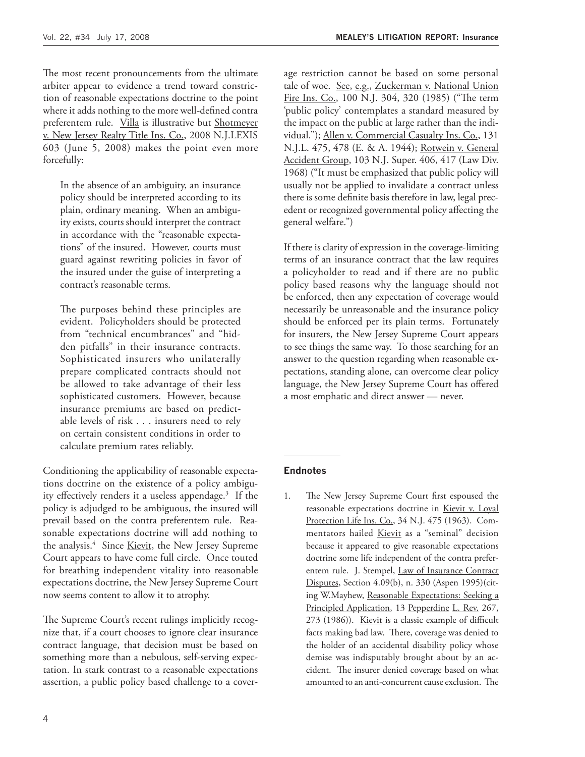The most recent pronouncements from the ultimate arbiter appear to evidence a trend toward constriction of reasonable expectations doctrine to the point where it adds nothing to the more well-defined contra preferentem rule. Villa is illustrative but Shotmeyer v. New Jersey Realty Title Ins. Co., 2008 N.J.LEXIS 603 (June 5, 2008) makes the point even more forcefully:

> In the absence of an ambiguity, an insurance policy should be interpreted according to its plain, ordinary meaning. When an ambiguity exists, courts should interpret the contract in accordance with the "reasonable expectations" of the insured. However, courts must guard against rewriting policies in favor of the insured under the guise of interpreting a contract's reasonable terms.
>
> The purposes behind these principles are evident. Policyholders should be protected from "technical encumbrances" and "hidden pitfalls" in their insurance contracts. Sophisticated insurers who unilaterally prepare complicated contracts should not be allowed to take advantage of their less sophisticated customers. However, because insurance premiums are based on predictable levels of risk . . . insurers need to rely on certain consistent conditions in order to calculate premium rates reliably.

Conditioning the applicability of reasonable expectations doctrine on the existence of a policy ambiguity effectively renders it a useless appendage.[3] If the policy is adjudged to be ambiguous, the insured will prevail based on the contra preferentem rule. Reasonable expectations doctrine will add nothing to the analysis.[4] Since Kievit, the New Jersey Supreme Court appears to have come full circle. Once touted for breathing independent vitality into reasonable expectations doctrine, the New Jersey Supreme Court now seems content to allow it to atrophy.

The Supreme Court's recent rulings implicitly recognize that, if a court chooses to ignore clear insurance contract language, that decision must be based on something more than a nebulous, self-serving expectation. In stark contrast to a reasonable expectations assertion, a public policy based challenge to a coverage restriction cannot be based on some personal tale of woe. See, e.g., Zuckerman v. National Union Fire Ins. Co., 100 N.J. 304, 320 (1985) ("The term 'public policy' contemplates a standard measured by the impact on the public at large rather than the individual."); Allen v. Commercial Casualty Ins. Co., 131 N.J.L. 475, 478 (E. & A. 1944); Rotwein v. General Accident Group, 103 N.J. Super. 406, 417 (Law Div. 1968) ("It must be emphasized that public policy will usually not be applied to invalidate a contract unless there is some definite basis therefore in law, legal precedent or recognized governmental policy affecting the general welfare.")

If there is clarity of expression in the coverage-limiting terms of an insurance contract that the law requires a policyholder to read and if there are no public policy based reasons why the language should not be enforced, then any expectation of coverage would necessarily be unreasonable and the insurance policy should be enforced per its plain terms. Fortunately for insurers, the New Jersey Supreme Court appears to see things the same way. To those searching for an answer to the question regarding when reasonable expectations, standing alone, can overcome clear policy language, the New Jersey Supreme Court has offered a most emphatic and direct answer — never.

### Endnotes

1. The New Jersey Supreme Court first espoused the reasonable expectations doctrine in Kievit v. Loyal Protection Life Ins. Co., 34 N.J. 475 (1963). Commentators hailed Kievit as a "seminal" decision because it appeared to give reasonable expectations doctrine some life independent of the contra preferentem rule. J. Stempel, Law of Insurance Contract Disputes, Section 4.09(b), n. 330 (Aspen 1995)(citing W.Mayhew, Reasonable Expectations: Seeking a Principled Application, 13 Pepperdine L. Rev. 267, 273 (1986)). Kievit is a classic example of difficult facts making bad law. There, coverage was denied to the holder of an accidental disability policy whose demise was indisputably brought about by an accident. The insurer denied coverage based on what amounted to an anti-concurrent cause exclusion. The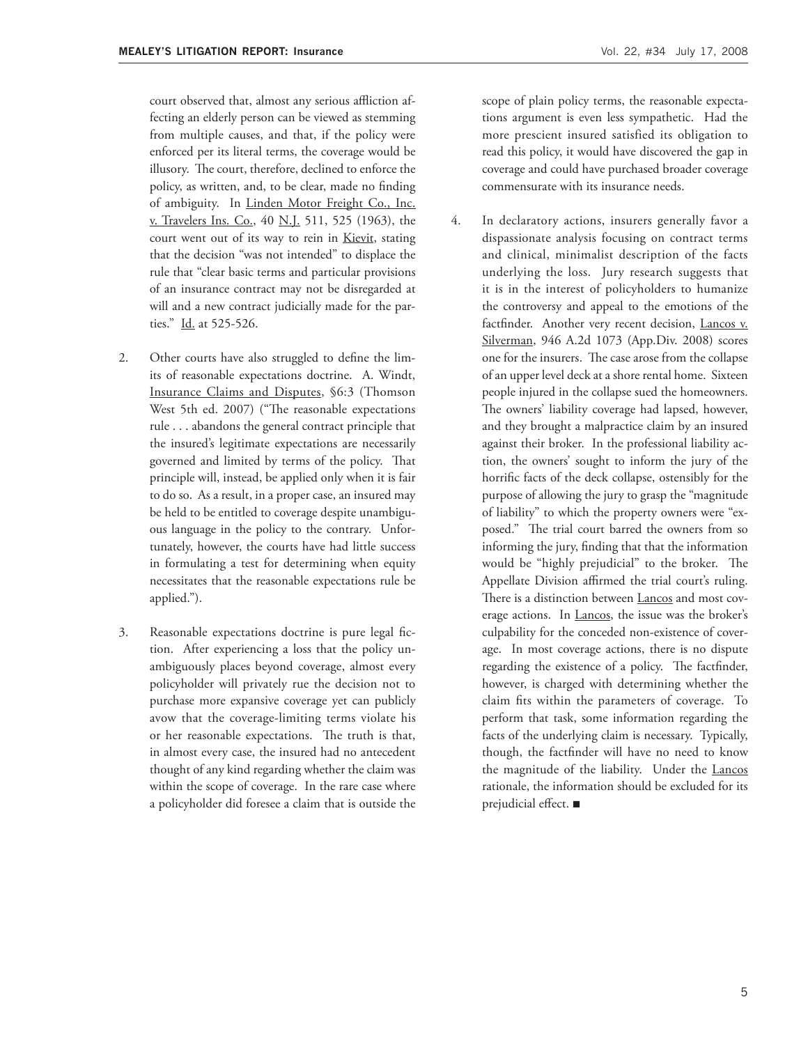court observed that, almost any serious affliction affecting an elderly person can be viewed as stemming from multiple causes, and that, if the policy were enforced per its literal terms, the coverage would be illusory. The court, therefore, declined to enforce the policy, as written, and, to be clear, made no finding of ambiguity. In Linden Motor Freight Co., Inc. v. Travelers Ins. Co., 40 N.J. 511, 525 (1963), the court went out of its way to rein in Kievit, stating that the decision "was not intended" to displace the rule that "clear basic terms and particular provisions of an insurance contract may not be disregarded at will and a new contract judicially made for the parties." Id. at 525-526.

2. Other courts have also struggled to define the limits of reasonable expectations doctrine. A. Windt, Insurance Claims and Disputes, §6:3 (Thomson West 5th ed. 2007) ("The reasonable expectations rule . . . abandons the general contract principle that the insured's legitimate expectations are necessarily governed and limited by terms of the policy. That principle will, instead, be applied only when it is fair to do so. As a result, in a proper case, an insured may be held to be entitled to coverage despite unambiguous language in the policy to the contrary. Unfortunately, however, the courts have had little success in formulating a test for determining when equity necessitates that the reasonable expectations rule be applied.").

3. Reasonable expectations doctrine is pure legal fiction. After experiencing a loss that the policy unambiguously places beyond coverage, almost every policyholder will privately rue the decision not to purchase more expansive coverage yet can publicly avow that the coverage-limiting terms violate his or her reasonable expectations. The truth is that, in almost every case, the insured had no antecedent thought of any kind regarding whether the claim was within the scope of coverage. In the rare case where a policyholder did foresee a claim that is outside the scope of plain policy terms, the reasonable expectations argument is even less sympathetic. Had the more prescient insured satisfied its obligation to read this policy, it would have discovered the gap in coverage and could have purchased broader coverage commensurate with its insurance needs.

4. In declaratory actions, insurers generally favor a dispassionate analysis focusing on contract terms and clinical, minimalist description of the facts underlying the loss. Jury research suggests that it is in the interest of policyholders to humanize the controversy and appeal to the emotions of the factfinder. Another very recent decision, Lancos v. Silverman, 946 A.2d 1073 (App.Div. 2008) scores one for the insurers. The case arose from the collapse of an upper level deck at a shore rental home. Sixteen people injured in the collapse sued the homeowners. The owners' liability coverage had lapsed, however, and they brought a malpractice claim by an insured against their broker. In the professional liability action, the owners' sought to inform the jury of the horrific facts of the deck collapse, ostensibly for the purpose of allowing the jury to grasp the "magnitude of liability" to which the property owners were "exposed." The trial court barred the owners from so informing the jury, finding that that the information would be "highly prejudicial" to the broker. The Appellate Division affirmed the trial court's ruling. There is a distinction between Lancos and most coverage actions. In Lancos, the issue was the broker's culpability for the conceded non-existence of coverage. In most coverage actions, there is no dispute regarding the existence of a policy. The factfinder, however, is charged with determining whether the claim fits within the parameters of coverage. To perform that task, some information regarding the facts of the underlying claim is necessary. Typically, though, the factfinder will have no need to know the magnitude of the liability. Under the Lancos rationale, the information should be excluded for its prejudicial effect. ■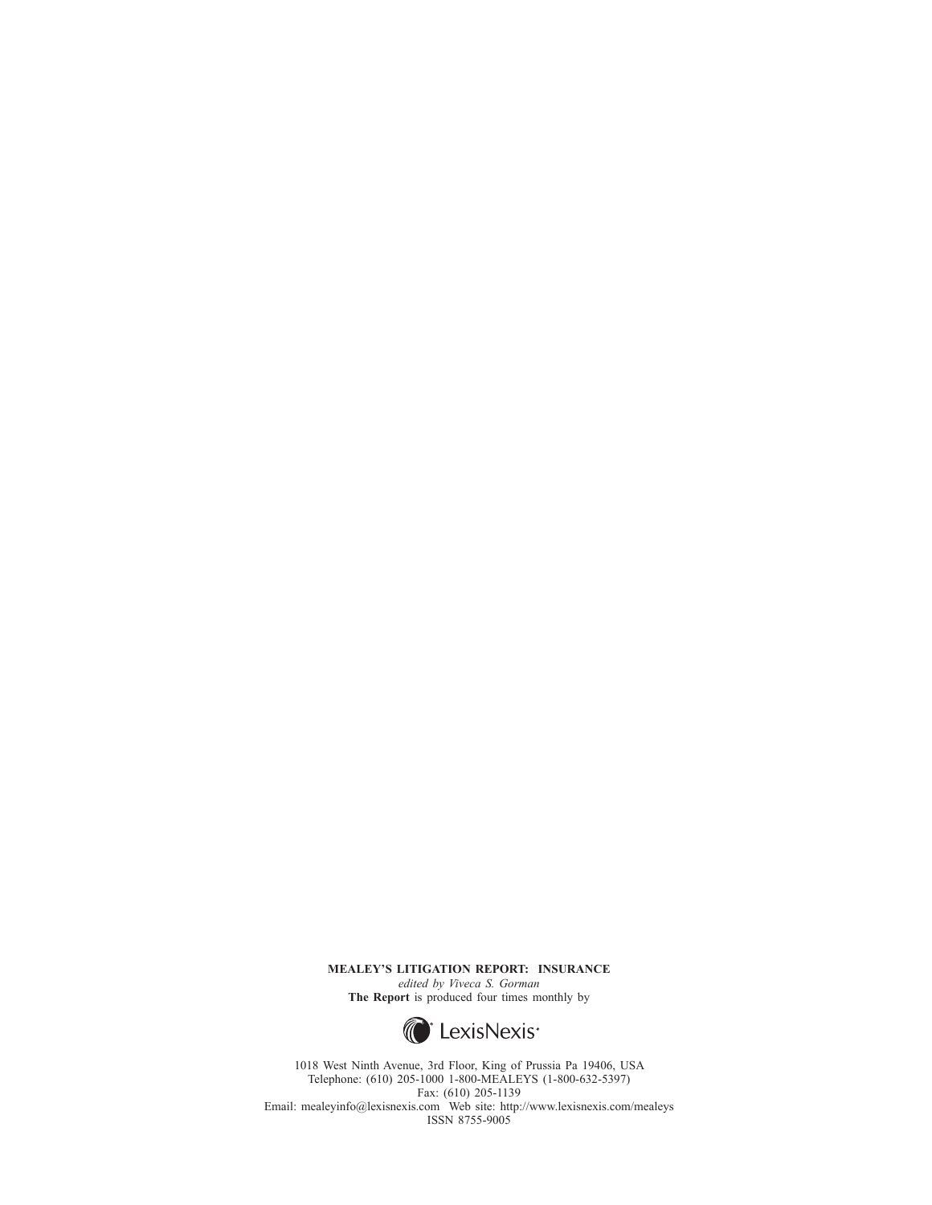**MEALEY'S LITIGATION REPORT: INSURANCE**
*edited by Viveca S. Gorman*
**The Report** is produced four times monthly by

LexisNexis

1018 West Ninth Avenue, 3rd Floor, King of Prussia Pa 19406, USA
Telephone: (610) 205-1000 1-800-MEALEYS (1-800-632-5397)
Fax: (610) 205-1139
Email: mealeyinfo@lexisnexis.com Web site: http://www.lexisnexis.com/mealeys
ISSN 8755-9005